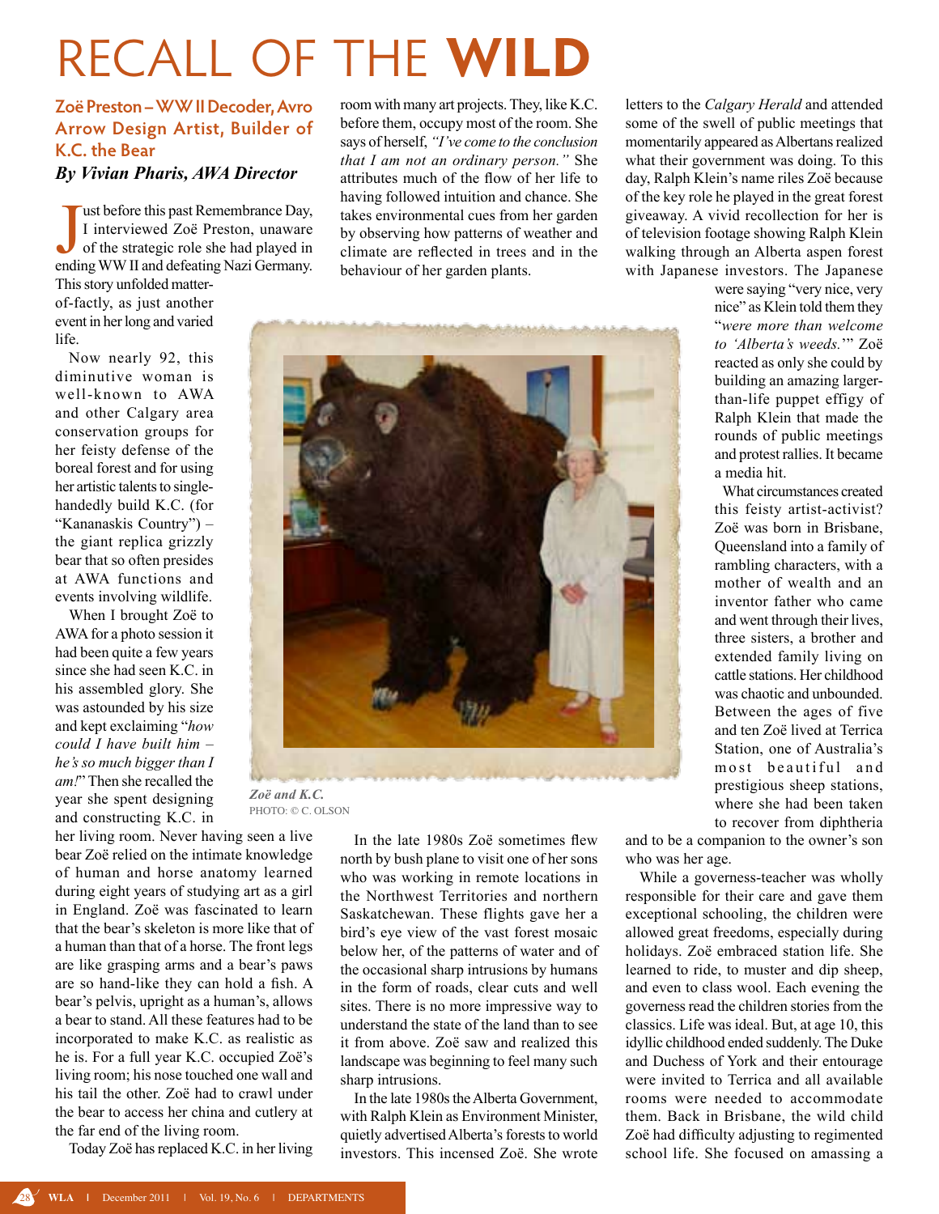# RECALL OF THE **WILD**

## Zoë Preston – WW II Decoder, Avro Arrow Design Artist, Builder of K.C. the Bear

***By Vivian Pharis, AWA Director***

Just before this past Remembrance Day, I interviewed Zoë Preston, unaware of the strategic role she had played in ending WW II and defeating Nazi Germany. This story unfolded matter-of-factly, as just another event in her long and varied life.

Now nearly 92, this diminutive woman is well-known to AWA and other Calgary area conservation groups for her feisty defense of the boreal forest and for using her artistic talents to single-handedly build K.C. (for "Kananaskis Country") – the giant replica grizzly bear that so often presides at AWA functions and events involving wildlife.

When I brought Zoë to AWA for a photo session it had been quite a few years since she had seen K.C. in his assembled glory. She was astounded by his size and kept exclaiming "*how could I have built him – he's so much bigger than I am!*" Then she recalled the year she spent designing and constructing K.C. in her living room. Never having seen a live bear Zoë relied on the intimate knowledge of human and horse anatomy learned during eight years of studying art as a girl in England. Zoë was fascinated to learn that the bear's skeleton is more like that of a human than that of a horse. The front legs are like grasping arms and a bear's paws are so hand-like they can hold a fish. A bear's pelvis, upright as a human's, allows a bear to stand. All these features had to be incorporated to make K.C. as realistic as he is. For a full year K.C. occupied Zoë's living room; his nose touched one wall and his tail the other. Zoë had to crawl under the bear to access her china and cutlery at the far end of the living room.

Today Zoë has replaced K.C. in her living room with many art projects. They, like K.C. before them, occupy most of the room. She says of herself, *"I've come to the conclusion that I am not an ordinary person."* She attributes much of the flow of her life to having followed intuition and chance. She takes environmental cues from her garden by observing how patterns of weather and climate are reflected in trees and in the behaviour of her garden plants.

***Zoë and K.C.***
PHOTO: © C. OLSON

In the late 1980s Zoë sometimes flew north by bush plane to visit one of her sons who was working in remote locations in the Northwest Territories and northern Saskatchewan. These flights gave her a bird's eye view of the vast forest mosaic below her, of the patterns of water and of the occasional sharp intrusions by humans in the form of roads, clear cuts and well sites. There is no more impressive way to understand the state of the land than to see it from above. Zoë saw and realized this landscape was beginning to feel many such sharp intrusions.

In the late 1980s the Alberta Government, with Ralph Klein as Environment Minister, quietly advertised Alberta's forests to world investors. This incensed Zoë. She wrote letters to the *Calgary Herald* and attended some of the swell of public meetings that momentarily appeared as Albertans realized what their government was doing. To this day, Ralph Klein's name riles Zoë because of the key role he played in the great forest giveaway. A vivid recollection for her is of television footage showing Ralph Klein walking through an Alberta aspen forest with Japanese investors. The Japanese were saying "very nice, very nice" as Klein told them they "*were more than welcome to 'Alberta's weeds.'*" Zoë reacted as only she could by building an amazing larger-than-life puppet effigy of Ralph Klein that made the rounds of public meetings and protest rallies. It became a media hit.

What circumstances created this feisty artist-activist? Zoë was born in Brisbane, Queensland into a family of rambling characters, with a mother of wealth and an inventor father who came and went through their lives, three sisters, a brother and extended family living on cattle stations. Her childhood was chaotic and unbounded. Between the ages of five and ten Zoë lived at Terrica Station, one of Australia's most beautiful and prestigious sheep stations, where she had been taken to recover from diphtheria and to be a companion to the owner's son who was her age.

While a governess-teacher was wholly responsible for their care and gave them exceptional schooling, the children were allowed great freedoms, especially during holidays. Zoë embraced station life. She learned to ride, to muster and dip sheep, and even to class wool. Each evening the governess read the children stories from the classics. Life was ideal. But, at age 10, this idyllic childhood ended suddenly. The Duke and Duchess of York and their entourage were invited to Terrica and all available rooms were needed to accommodate them. Back in Brisbane, the wild child Zoë had difficulty adjusting to regimented school life. She focused on amassing a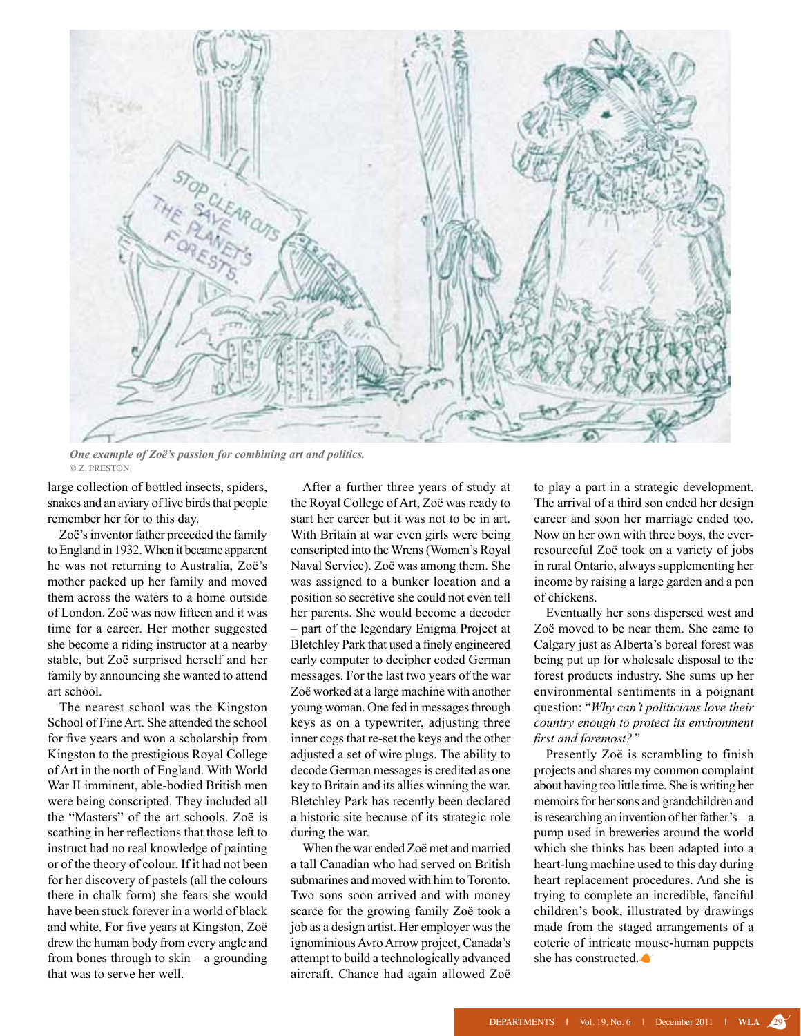*One example of Zoë's passion for combining art and politics.*
© Z. PRESTON

large collection of bottled insects, spiders, snakes and an aviary of live birds that people remember her for to this day.

Zoë's inventor father preceded the family to England in 1932. When it became apparent he was not returning to Australia, Zoë's mother packed up her family and moved them across the waters to a home outside of London. Zoë was now fifteen and it was time for a career. Her mother suggested she become a riding instructor at a nearby stable, but Zoë surprised herself and her family by announcing she wanted to attend art school.

The nearest school was the Kingston School of Fine Art. She attended the school for five years and won a scholarship from Kingston to the prestigious Royal College of Art in the north of England. With World War II imminent, able-bodied British men were being conscripted. They included all the "Masters" of the art schools. Zoë is scathing in her reflections that those left to instruct had no real knowledge of painting or of the theory of colour. If it had not been for her discovery of pastels (all the colours there in chalk form) she fears she would have been stuck forever in a world of black and white. For five years at Kingston, Zoë drew the human body from every angle and from bones through to skin – a grounding that was to serve her well.

After a further three years of study at the Royal College of Art, Zoë was ready to start her career but it was not to be in art. With Britain at war even girls were being conscripted into the Wrens (Women's Royal Naval Service). Zoë was among them. She was assigned to a bunker location and a position so secretive she could not even tell her parents. She would become a decoder – part of the legendary Enigma Project at Bletchley Park that used a finely engineered early computer to decipher coded German messages. For the last two years of the war Zoë worked at a large machine with another young woman. One fed in messages through keys as on a typewriter, adjusting three inner cogs that re-set the keys and the other adjusted a set of wire plugs. The ability to decode German messages is credited as one key to Britain and its allies winning the war. Bletchley Park has recently been declared a historic site because of its strategic role during the war.

When the war ended Zoë met and married a tall Canadian who had served on British submarines and moved with him to Toronto. Two sons soon arrived and with money scarce for the growing family Zoë took a job as a design artist. Her employer was the ignominious Avro Arrow project, Canada's attempt to build a technologically advanced aircraft. Chance had again allowed Zoë to play a part in a strategic development. The arrival of a third son ended her design career and soon her marriage ended too. Now on her own with three boys, the ever-resourceful Zoë took on a variety of jobs in rural Ontario, always supplementing her income by raising a large garden and a pen of chickens.

Eventually her sons dispersed west and Zoë moved to be near them. She came to Calgary just as Alberta's boreal forest was being put up for wholesale disposal to the forest products industry. She sums up her environmental sentiments in a poignant question: "*Why can't politicians love their country enough to protect its environment first and foremost?"*

Presently Zoë is scrambling to finish projects and shares my common complaint about having too little time. She is writing her memoirs for her sons and grandchildren and is researching an invention of her father's – a pump used in breweries around the world which she thinks has been adapted into a heart-lung machine used to this day during heart replacement procedures. And she is trying to complete an incredible, fanciful children's book, illustrated by drawings made from the staged arrangements of a coterie of intricate mouse-human puppets she has constructed.